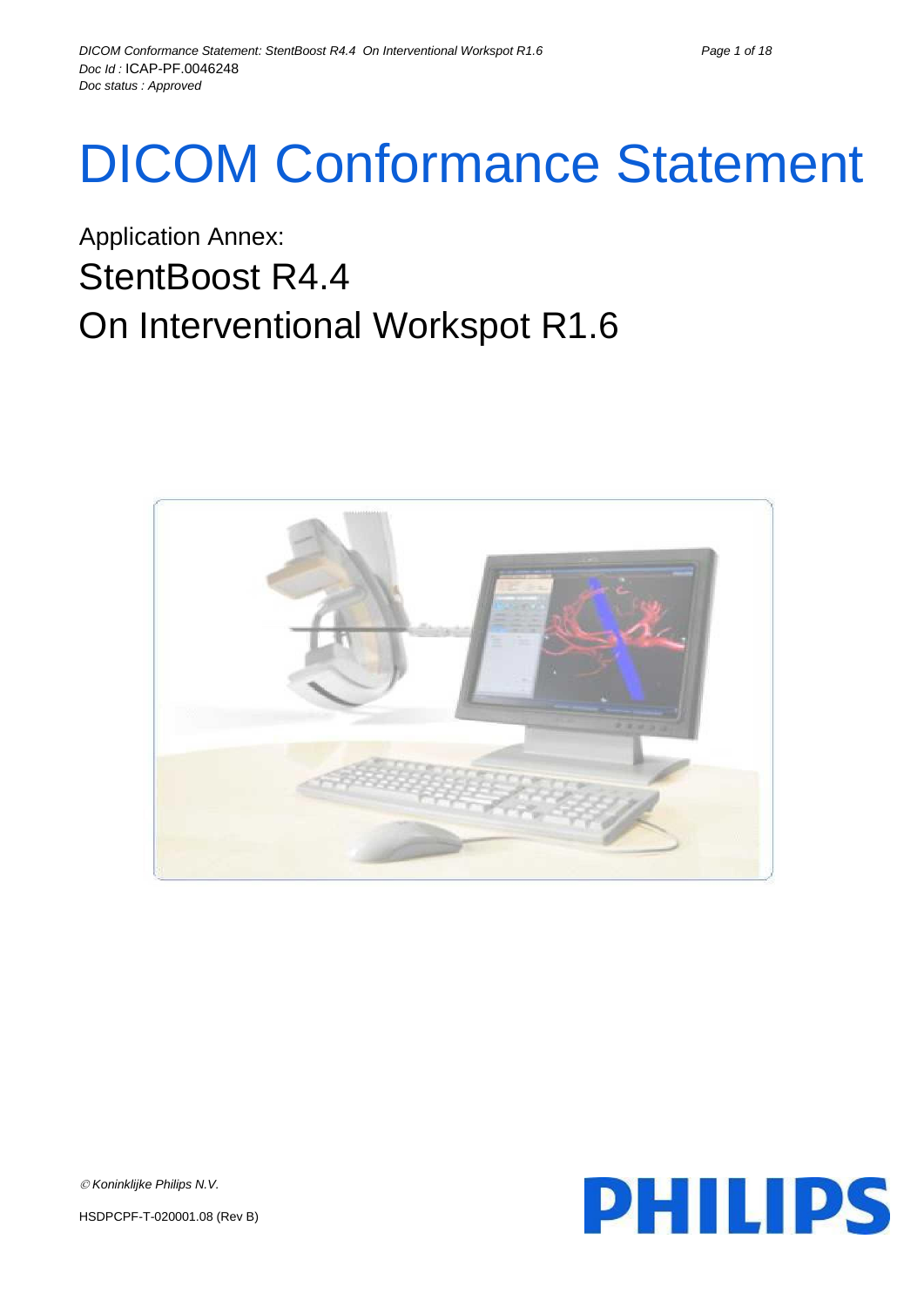# DICOM Conformance Statement

## Application Annex:

## StentBoost R4.4

## On Interventional Workspot R1.6

*© Koninklijke Philips N.V.*

HSDPCPF-T-020001.08 (Rev B)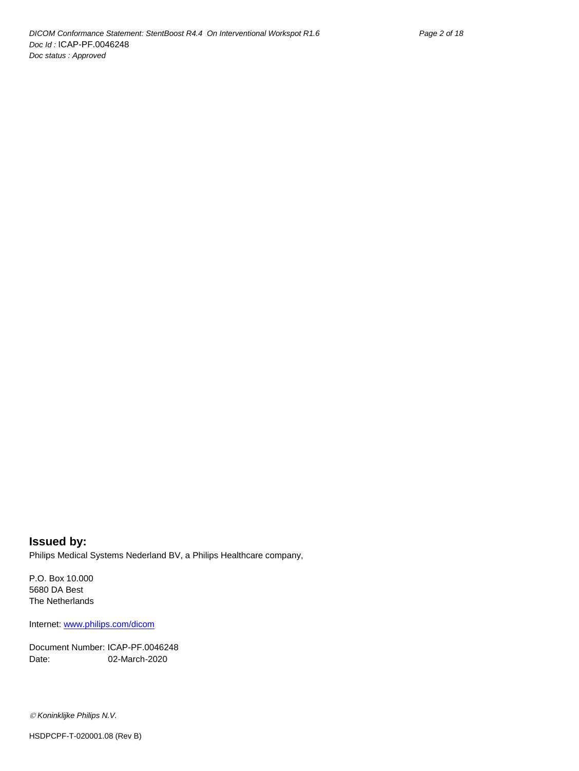**Issued by:**

Philips Medical Systems Nederland BV, a Philips Healthcare company,

P.O. Box 10.000
5680 DA Best
The Netherlands

Internet: [www.philips.com/dicom](www.philips.com/dicom)

Document Number: ICAP-PF.0046248
Date: 02-March-2020

*© Koninklijke Philips N.V.*

HSDPCPF-T-020001.08 (Rev B)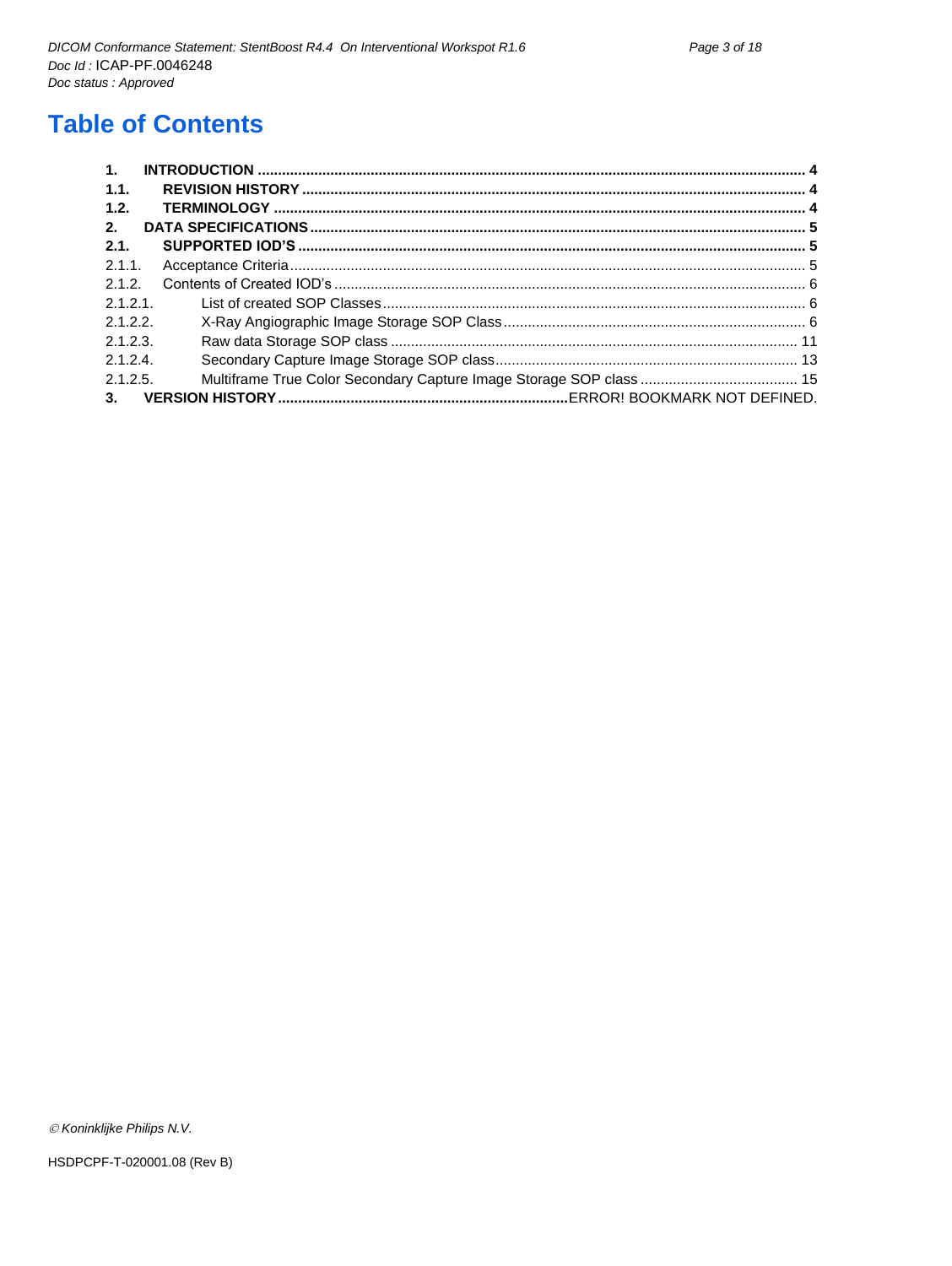# Table of Contents

**1. INTRODUCTION ..... 4**
**1.1. REVISION HISTORY ..... 4**
**1.2. TERMINOLOGY ..... 4**
**2. DATA SPECIFICATIONS ..... 5**
**2.1. SUPPORTED IOD'S ..... 5**
2.1.1. Acceptance Criteria ..... 5
2.1.2. Contents of Created IOD's ..... 6
2.1.2.1. List of created SOP Classes ..... 6
2.1.2.2. X-Ray Angiographic Image Storage SOP Class ..... 6
2.1.2.3. Raw data Storage SOP class ..... 11
2.1.2.4. Secondary Capture Image Storage SOP class ..... 13
2.1.2.5. Multiframe True Color Secondary Capture Image Storage SOP class ..... 15
**3. VERSION HISTORY .....**ERROR! BOOKMARK NOT DEFINED.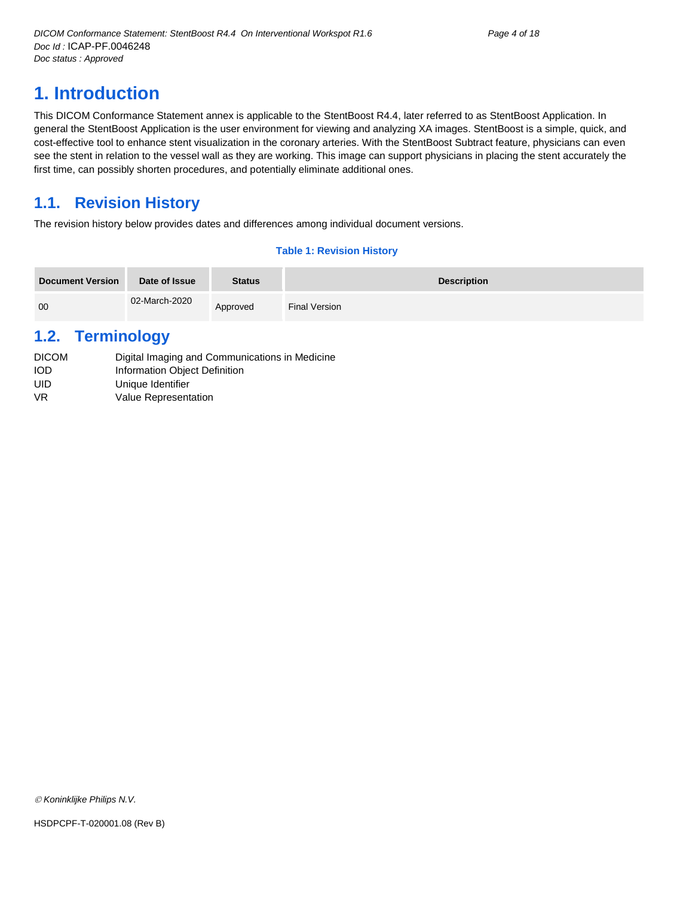# 1. Introduction

This DICOM Conformance Statement annex is applicable to the StentBoost R4.4, later referred to as StentBoost Application. In general the StentBoost Application is the user environment for viewing and analyzing XA images. StentBoost is a simple, quick, and cost-effective tool to enhance stent visualization in the coronary arteries. With the StentBoost Subtract feature, physicians can even see the stent in relation to the vessel wall as they are working. This image can support physicians in placing the stent accurately the first time, can possibly shorten procedures, and potentially eliminate additional ones.

## 1.1. Revision History

The revision history below provides dates and differences among individual document versions.

**Table 1: Revision History**

| Document Version | Date of Issue | Status | Description |
|---|---|---|---|
| 00 | 02-March-2020 | Approved | Final Version |

## 1.2. Terminology

| | |
|---|---|
| DICOM | Digital Imaging and Communications in Medicine |
| IOD | Information Object Definition |
| UID | Unique Identifier |
| VR | Value Representation |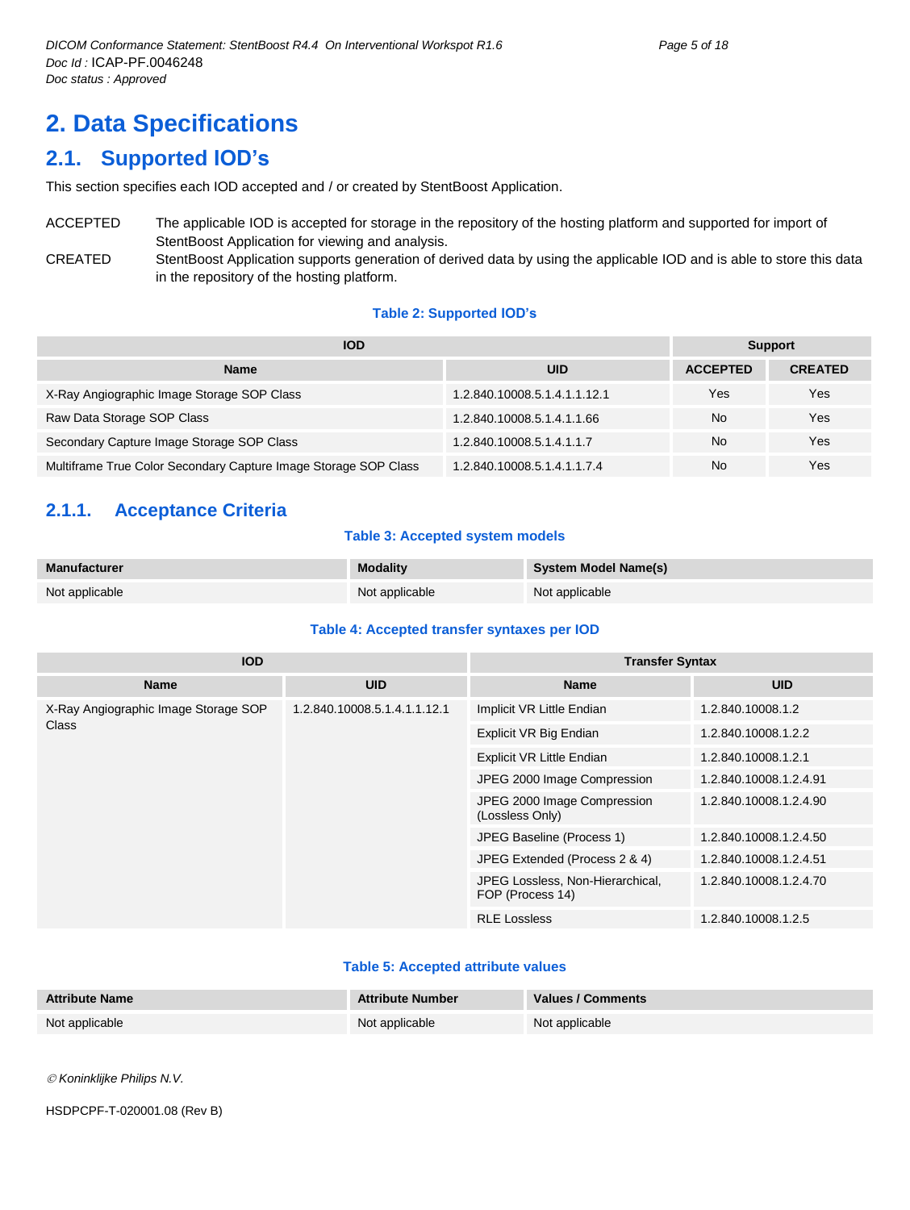# 2. Data Specifications

## 2.1. Supported IOD's

This section specifies each IOD accepted and / or created by StentBoost Application.

ACCEPTED The applicable IOD is accepted for storage in the repository of the hosting platform and supported for import of StentBoost Application for viewing and analysis.

CREATED StentBoost Application supports generation of derived data by using the applicable IOD and is able to store this data in the repository of the hosting platform.

**Table 2: Supported IOD's**

| IOD | | Support | |
|---|---|---|---|
| **Name** | **UID** | **ACCEPTED** | **CREATED** |
| X-Ray Angiographic Image Storage SOP Class | 1.2.840.10008.5.1.4.1.1.12.1 | Yes | Yes |
| Raw Data Storage SOP Class | 1.2.840.10008.5.1.4.1.1.66 | No | Yes |
| Secondary Capture Image Storage SOP Class | 1.2.840.10008.5.1.4.1.1.7 | No | Yes |
| Multiframe True Color Secondary Capture Image Storage SOP Class | 1.2.840.10008.5.1.4.1.1.7.4 | No | Yes |

### 2.1.1. Acceptance Criteria

**Table 3: Accepted system models**

| Manufacturer | Modality | System Model Name(s) |
|---|---|---|
| Not applicable | Not applicable | Not applicable |

**Table 4: Accepted transfer syntaxes per IOD**

| IOD | | Transfer Syntax | |
|---|---|---|---|
| **Name** | **UID** | **Name** | **UID** |
| X-Ray Angiographic Image Storage SOP Class | 1.2.840.10008.5.1.4.1.1.12.1 | Implicit VR Little Endian | 1.2.840.10008.1.2 |
| | | Explicit VR Big Endian | 1.2.840.10008.1.2.2 |
| | | Explicit VR Little Endian | 1.2.840.10008.1.2.1 |
| | | JPEG 2000 Image Compression | 1.2.840.10008.1.2.4.91 |
| | | JPEG 2000 Image Compression (Lossless Only) | 1.2.840.10008.1.2.4.90 |
| | | JPEG Baseline (Process 1) | 1.2.840.10008.1.2.4.50 |
| | | JPEG Extended (Process 2 & 4) | 1.2.840.10008.1.2.4.51 |
| | | JPEG Lossless, Non-Hierarchical, FOP (Process 14) | 1.2.840.10008.1.2.4.70 |
| | | RLE Lossless | 1.2.840.10008.1.2.5 |

**Table 5: Accepted attribute values**

| Attribute Name | Attribute Number | Values / Comments |
|---|---|---|
| Not applicable | Not applicable | Not applicable |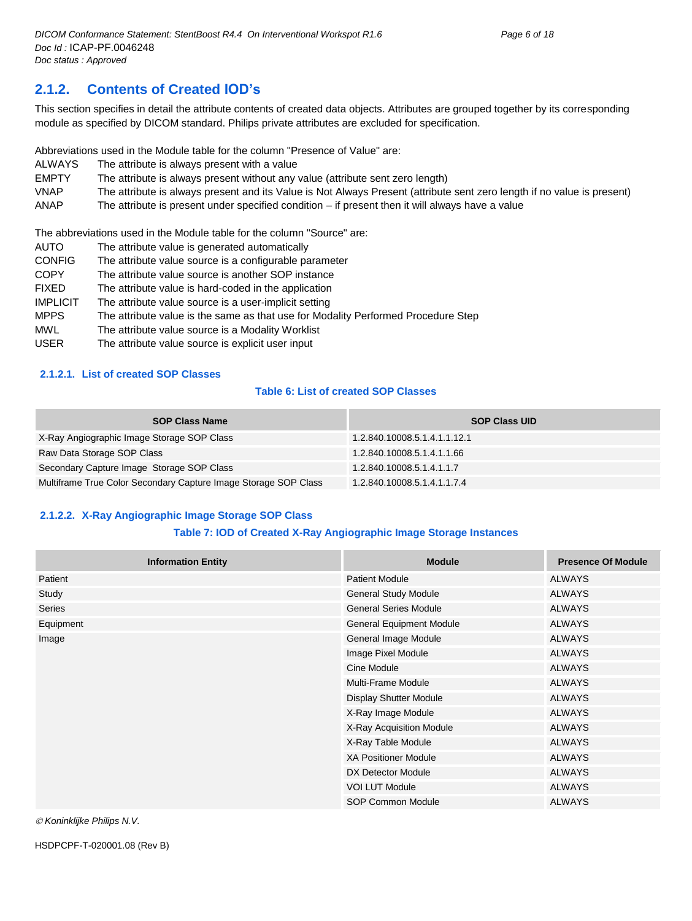### 2.1.2. Contents of Created IOD's

This section specifies in detail the attribute contents of created data objects. Attributes are grouped together by its corresponding module as specified by DICOM standard. Philips private attributes are excluded for specification.

Abbreviations used in the Module table for the column "Presence of Value" are:

| | |
|---|---|
| ALWAYS | The attribute is always present with a value |
| EMPTY | The attribute is always present without any value (attribute sent zero length) |
| VNAP | The attribute is always present and its Value is Not Always Present (attribute sent zero length if no value is present) |
| ANAP | The attribute is present under specified condition – if present then it will always have a value |

The abbreviations used in the Module table for the column "Source" are:

| | |
|---|---|
| AUTO | The attribute value is generated automatically |
| CONFIG | The attribute value source is a configurable parameter |
| COPY | The attribute value source is another SOP instance |
| FIXED | The attribute value is hard-coded in the application |
| IMPLICIT | The attribute value source is a user-implicit setting |
| MPPS | The attribute value is the same as that use for Modality Performed Procedure Step |
| MWL | The attribute value source is a Modality Worklist |
| USER | The attribute value source is explicit user input |

#### 2.1.2.1. List of created SOP Classes

**Table 6: List of created SOP Classes**

| SOP Class Name | SOP Class UID |
|---|---|
| X-Ray Angiographic Image Storage SOP Class | 1.2.840.10008.5.1.4.1.1.12.1 |
| Raw Data Storage SOP Class | 1.2.840.10008.5.1.4.1.1.66 |
| Secondary Capture Image Storage SOP Class | 1.2.840.10008.5.1.4.1.1.7 |
| Multiframe True Color Secondary Capture Image Storage SOP Class | 1.2.840.10008.5.1.4.1.1.7.4 |

#### 2.1.2.2. X-Ray Angiographic Image Storage SOP Class

**Table 7: IOD of Created X-Ray Angiographic Image Storage Instances**

| Information Entity | Module | Presence Of Module |
|---|---|---|
| Patient | Patient Module | ALWAYS |
| Study | General Study Module | ALWAYS |
| Series | General Series Module | ALWAYS |
| Equipment | General Equipment Module | ALWAYS |
| Image | General Image Module | ALWAYS |
| | Image Pixel Module | ALWAYS |
| | Cine Module | ALWAYS |
| | Multi-Frame Module | ALWAYS |
| | Display Shutter Module | ALWAYS |
| | X-Ray Image Module | ALWAYS |
| | X-Ray Acquisition Module | ALWAYS |
| | X-Ray Table Module | ALWAYS |
| | XA Positioner Module | ALWAYS |
| | DX Detector Module | ALWAYS |
| | VOI LUT Module | ALWAYS |
| | SOP Common Module | ALWAYS |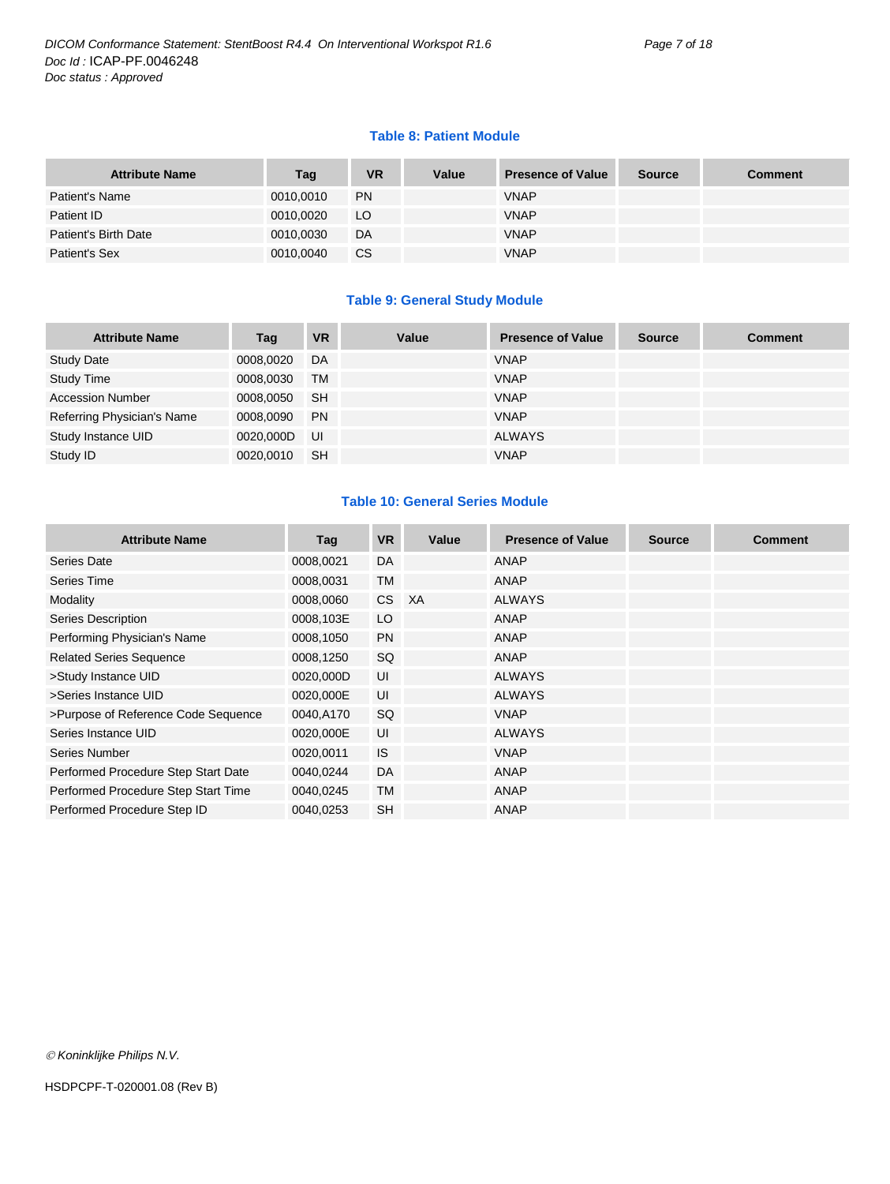**Table 8: Patient Module**

| Attribute Name | Tag | VR | Value | Presence of Value | Source | Comment |
|---|---|---|---|---|---|---|
| Patient's Name | 0010,0010 | PN | | VNAP | | |
| Patient ID | 0010,0020 | LO | | VNAP | | |
| Patient's Birth Date | 0010,0030 | DA | | VNAP | | |
| Patient's Sex | 0010,0040 | CS | | VNAP | | |

**Table 9: General Study Module**

| Attribute Name | Tag | VR | Value | Presence of Value | Source | Comment |
|---|---|---|---|---|---|---|
| Study Date | 0008,0020 | DA | | VNAP | | |
| Study Time | 0008,0030 | TM | | VNAP | | |
| Accession Number | 0008,0050 | SH | | VNAP | | |
| Referring Physician's Name | 0008,0090 | PN | | VNAP | | |
| Study Instance UID | 0020,000D | UI | | ALWAYS | | |
| Study ID | 0020,0010 | SH | | VNAP | | |

**Table 10: General Series Module**

| Attribute Name | Tag | VR | Value | Presence of Value | Source | Comment |
|---|---|---|---|---|---|---|
| Series Date | 0008,0021 | DA | | ANAP | | |
| Series Time | 0008,0031 | TM | | ANAP | | |
| Modality | 0008,0060 | CS | XA | ALWAYS | | |
| Series Description | 0008,103E | LO | | ANAP | | |
| Performing Physician's Name | 0008,1050 | PN | | ANAP | | |
| Related Series Sequence | 0008,1250 | SQ | | ANAP | | |
| >Study Instance UID | 0020,000D | UI | | ALWAYS | | |
| >Series Instance UID | 0020,000E | UI | | ALWAYS | | |
| >Purpose of Reference Code Sequence | 0040,A170 | SQ | | VNAP | | |
| Series Instance UID | 0020,000E | UI | | ALWAYS | | |
| Series Number | 0020,0011 | IS | | VNAP | | |
| Performed Procedure Step Start Date | 0040,0244 | DA | | ANAP | | |
| Performed Procedure Step Start Time | 0040,0245 | TM | | ANAP | | |
| Performed Procedure Step ID | 0040,0253 | SH | | ANAP | | |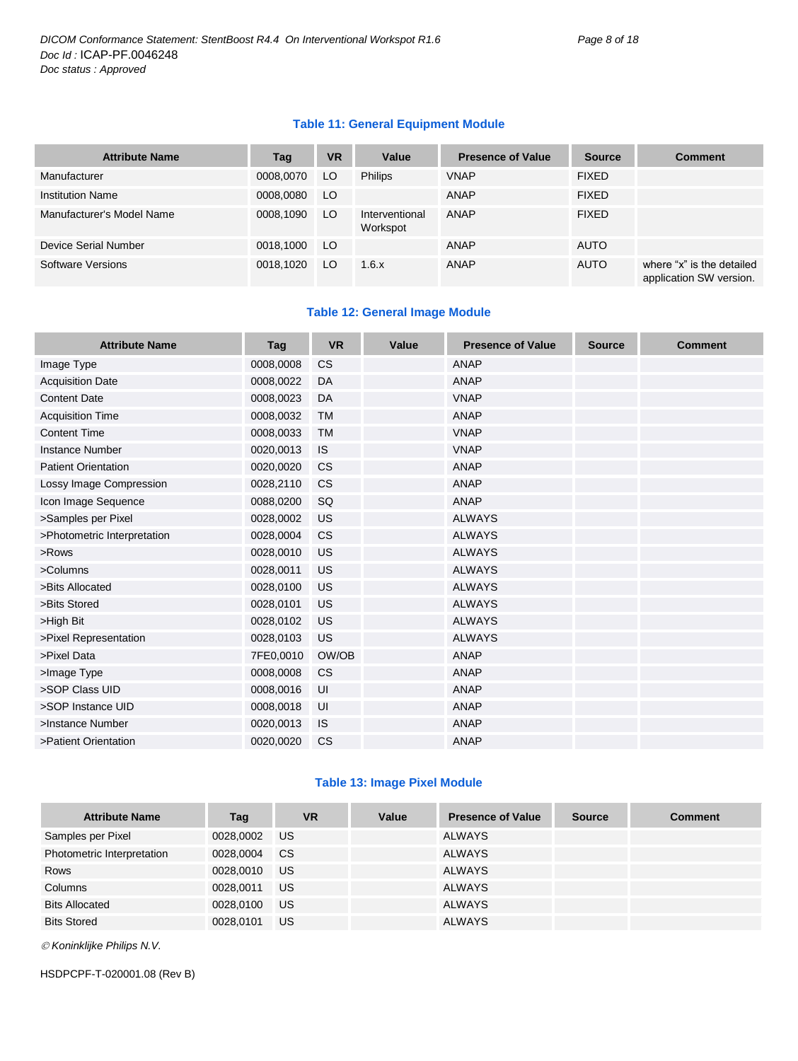**Table 11: General Equipment Module**

| Attribute Name | Tag | VR | Value | Presence of Value | Source | Comment |
|---|---|---|---|---|---|---|
| Manufacturer | 0008,0070 | LO | Philips | VNAP | FIXED | |
| Institution Name | 0008,0080 | LO | | ANAP | FIXED | |
| Manufacturer's Model Name | 0008,1090 | LO | Interventional Workspot | ANAP | FIXED | |
| Device Serial Number | 0018,1000 | LO | | ANAP | AUTO | |
| Software Versions | 0018,1020 | LO | 1.6.x | ANAP | AUTO | where "x" is the detailed application SW version. |

**Table 12: General Image Module**

| Attribute Name | Tag | VR | Value | Presence of Value | Source | Comment |
|---|---|---|---|---|---|---|
| Image Type | 0008,0008 | CS | | ANAP | | |
| Acquisition Date | 0008,0022 | DA | | ANAP | | |
| Content Date | 0008,0023 | DA | | VNAP | | |
| Acquisition Time | 0008,0032 | TM | | ANAP | | |
| Content Time | 0008,0033 | TM | | VNAP | | |
| Instance Number | 0020,0013 | IS | | VNAP | | |
| Patient Orientation | 0020,0020 | CS | | ANAP | | |
| Lossy Image Compression | 0028,2110 | CS | | ANAP | | |
| Icon Image Sequence | 0088,0200 | SQ | | ANAP | | |
| >Samples per Pixel | 0028,0002 | US | | ALWAYS | | |
| >Photometric Interpretation | 0028,0004 | CS | | ALWAYS | | |
| >Rows | 0028,0010 | US | | ALWAYS | | |
| >Columns | 0028,0011 | US | | ALWAYS | | |
| >Bits Allocated | 0028,0100 | US | | ALWAYS | | |
| >Bits Stored | 0028,0101 | US | | ALWAYS | | |
| >High Bit | 0028,0102 | US | | ALWAYS | | |
| >Pixel Representation | 0028,0103 | US | | ALWAYS | | |
| >Pixel Data | 7FE0,0010 | OW/OB | | ANAP | | |
| >Image Type | 0008,0008 | CS | | ANAP | | |
| >SOP Class UID | 0008,0016 | UI | | ANAP | | |
| >SOP Instance UID | 0008,0018 | UI | | ANAP | | |
| >Instance Number | 0020,0013 | IS | | ANAP | | |
| >Patient Orientation | 0020,0020 | CS | | ANAP | | |

**Table 13: Image Pixel Module**

| Attribute Name | Tag | VR | Value | Presence of Value | Source | Comment |
|---|---|---|---|---|---|---|
| Samples per Pixel | 0028,0002 | US | | ALWAYS | | |
| Photometric Interpretation | 0028,0004 | CS | | ALWAYS | | |
| Rows | 0028,0010 | US | | ALWAYS | | |
| Columns | 0028,0011 | US | | ALWAYS | | |
| Bits Allocated | 0028,0100 | US | | ALWAYS | | |
| Bits Stored | 0028,0101 | US | | ALWAYS | | |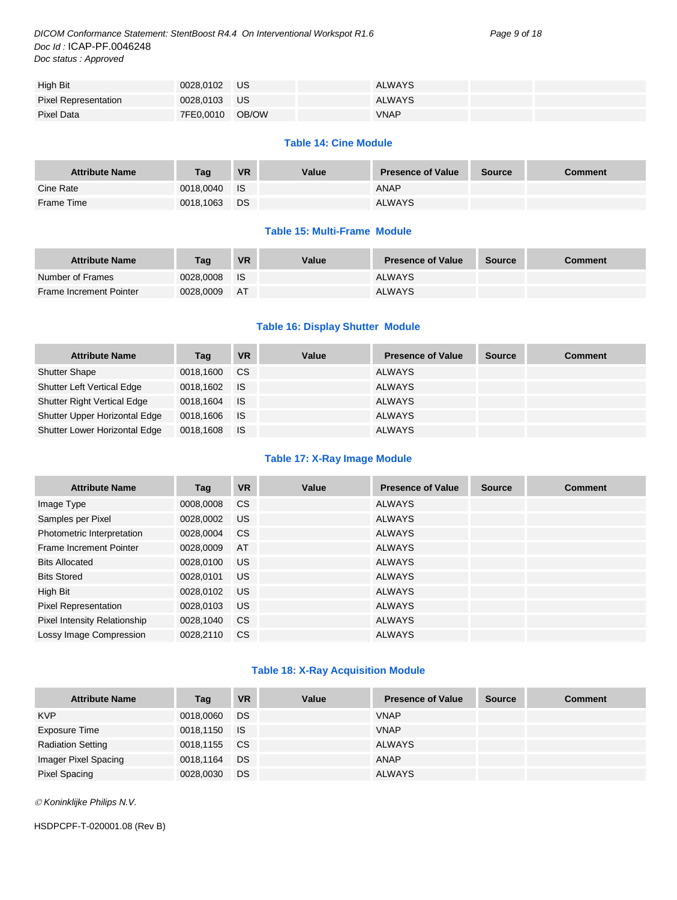| | | | | | | |
|---|---|---|---|---|---|---|
| High Bit | 0028,0102 | US | | ALWAYS | | |
| Pixel Representation | 0028,0103 | US | | ALWAYS | | |
| Pixel Data | 7FE0,0010 | OB/OW | | VNAP | | |

**Table 14: Cine Module**

| Attribute Name | Tag | VR | Value | Presence of Value | Source | Comment |
|---|---|---|---|---|---|---|
| Cine Rate | 0018,0040 | IS | | ANAP | | |
| Frame Time | 0018,1063 | DS | | ALWAYS | | |

**Table 15: Multi-Frame Module**

| Attribute Name | Tag | VR | Value | Presence of Value | Source | Comment |
|---|---|---|---|---|---|---|
| Number of Frames | 0028,0008 | IS | | ALWAYS | | |
| Frame Increment Pointer | 0028,0009 | AT | | ALWAYS | | |

**Table 16: Display Shutter Module**

| Attribute Name | Tag | VR | Value | Presence of Value | Source | Comment |
|---|---|---|---|---|---|---|
| Shutter Shape | 0018,1600 | CS | | ALWAYS | | |
| Shutter Left Vertical Edge | 0018,1602 | IS | | ALWAYS | | |
| Shutter Right Vertical Edge | 0018,1604 | IS | | ALWAYS | | |
| Shutter Upper Horizontal Edge | 0018,1606 | IS | | ALWAYS | | |
| Shutter Lower Horizontal Edge | 0018,1608 | IS | | ALWAYS | | |

**Table 17: X-Ray Image Module**

| Attribute Name | Tag | VR | Value | Presence of Value | Source | Comment |
|---|---|---|---|---|---|---|
| Image Type | 0008,0008 | CS | | ALWAYS | | |
| Samples per Pixel | 0028,0002 | US | | ALWAYS | | |
| Photometric Interpretation | 0028,0004 | CS | | ALWAYS | | |
| Frame Increment Pointer | 0028,0009 | AT | | ALWAYS | | |
| Bits Allocated | 0028,0100 | US | | ALWAYS | | |
| Bits Stored | 0028,0101 | US | | ALWAYS | | |
| High Bit | 0028,0102 | US | | ALWAYS | | |
| Pixel Representation | 0028,0103 | US | | ALWAYS | | |
| Pixel Intensity Relationship | 0028,1040 | CS | | ALWAYS | | |
| Lossy Image Compression | 0028,2110 | CS | | ALWAYS | | |

**Table 18: X-Ray Acquisition Module**

| Attribute Name | Tag | VR | Value | Presence of Value | Source | Comment |
|---|---|---|---|---|---|---|
| KVP | 0018,0060 | DS | | VNAP | | |
| Exposure Time | 0018,1150 | IS | | VNAP | | |
| Radiation Setting | 0018,1155 | CS | | ALWAYS | | |
| Imager Pixel Spacing | 0018,1164 | DS | | ANAP | | |
| Pixel Spacing | 0028,0030 | DS | | ALWAYS | | |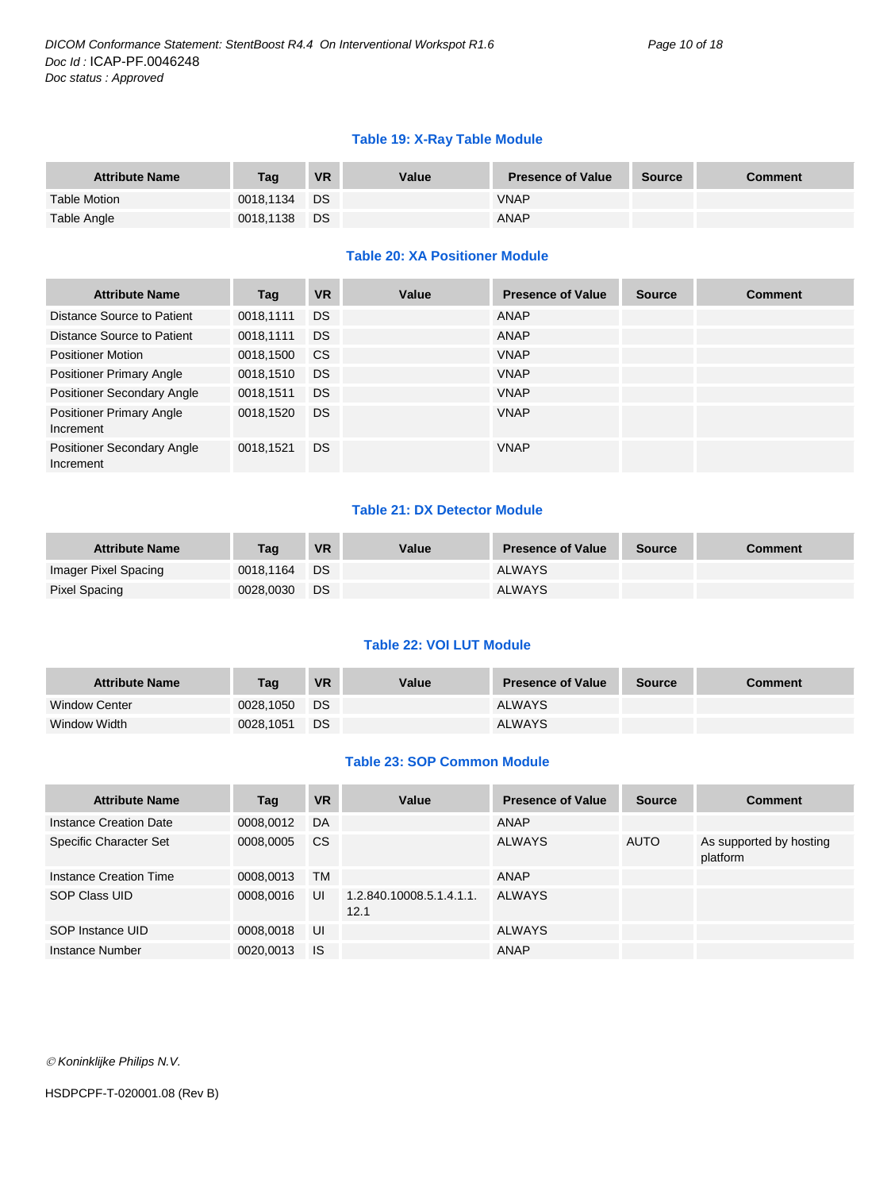### Table 19: X-Ray Table Module

| Attribute Name | Tag | VR | Value | Presence of Value | Source | Comment |
|---|---|---|---|---|---|---|
| Table Motion | 0018,1134 | DS | | VNAP | | |
| Table Angle | 0018,1138 | DS | | ANAP | | |

### Table 20: XA Positioner Module

| Attribute Name | Tag | VR | Value | Presence of Value | Source | Comment |
|---|---|---|---|---|---|---|
| Distance Source to Patient | 0018,1111 | DS | | ANAP | | |
| Distance Source to Patient | 0018,1111 | DS | | ANAP | | |
| Positioner Motion | 0018,1500 | CS | | VNAP | | |
| Positioner Primary Angle | 0018,1510 | DS | | VNAP | | |
| Positioner Secondary Angle | 0018,1511 | DS | | VNAP | | |
| Positioner Primary Angle Increment | 0018,1520 | DS | | VNAP | | |
| Positioner Secondary Angle Increment | 0018,1521 | DS | | VNAP | | |

### Table 21: DX Detector Module

| Attribute Name | Tag | VR | Value | Presence of Value | Source | Comment |
|---|---|---|---|---|---|---|
| Imager Pixel Spacing | 0018,1164 | DS | | ALWAYS | | |
| Pixel Spacing | 0028,0030 | DS | | ALWAYS | | |

### Table 22: VOI LUT Module

| Attribute Name | Tag | VR | Value | Presence of Value | Source | Comment |
|---|---|---|---|---|---|---|
| Window Center | 0028,1050 | DS | | ALWAYS | | |
| Window Width | 0028,1051 | DS | | ALWAYS | | |

### Table 23: SOP Common Module

| Attribute Name | Tag | VR | Value | Presence of Value | Source | Comment |
|---|---|---|---|---|---|---|
| Instance Creation Date | 0008,0012 | DA | | ANAP | | |
| Specific Character Set | 0008,0005 | CS | | ALWAYS | AUTO | As supported by hosting platform |
| Instance Creation Time | 0008,0013 | TM | | ANAP | | |
| SOP Class UID | 0008,0016 | UI | 1.2.840.10008.5.1.4.1.1.12.1 | ALWAYS | | |
| SOP Instance UID | 0008,0018 | UI | | ALWAYS | | |
| Instance Number | 0020,0013 | IS | | ANAP | | |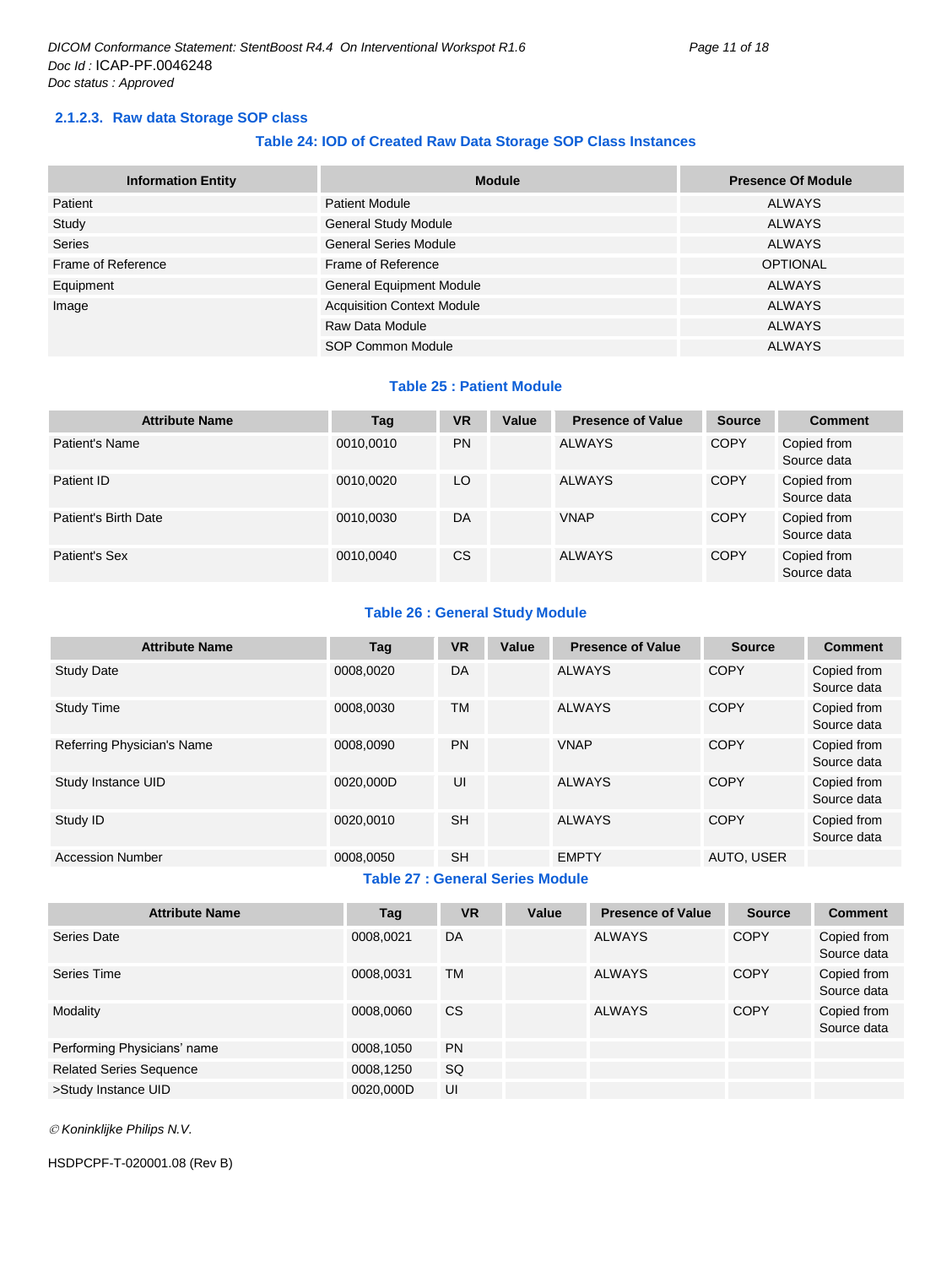### 2.1.2.3. Raw data Storage SOP class

**Table 24: IOD of Created Raw Data Storage SOP Class Instances**

| Information Entity | Module | Presence Of Module |
|---|---|---|
| Patient | Patient Module | ALWAYS |
| Study | General Study Module | ALWAYS |
| Series | General Series Module | ALWAYS |
| Frame of Reference | Frame of Reference | OPTIONAL |
| Equipment | General Equipment Module | ALWAYS |
| Image | Acquisition Context Module | ALWAYS |
| | Raw Data Module | ALWAYS |
| | SOP Common Module | ALWAYS |

**Table 25 : Patient Module**

| Attribute Name | Tag | VR | Value | Presence of Value | Source | Comment |
|---|---|---|---|---|---|---|
| Patient's Name | 0010,0010 | PN | | ALWAYS | COPY | Copied from Source data |
| Patient ID | 0010,0020 | LO | | ALWAYS | COPY | Copied from Source data |
| Patient's Birth Date | 0010,0030 | DA | | VNAP | COPY | Copied from Source data |
| Patient's Sex | 0010,0040 | CS | | ALWAYS | COPY | Copied from Source data |

**Table 26 : General Study Module**

| Attribute Name | Tag | VR | Value | Presence of Value | Source | Comment |
|---|---|---|---|---|---|---|
| Study Date | 0008,0020 | DA | | ALWAYS | COPY | Copied from Source data |
| Study Time | 0008,0030 | TM | | ALWAYS | COPY | Copied from Source data |
| Referring Physician's Name | 0008,0090 | PN | | VNAP | COPY | Copied from Source data |
| Study Instance UID | 0020,000D | UI | | ALWAYS | COPY | Copied from Source data |
| Study ID | 0020,0010 | SH | | ALWAYS | COPY | Copied from Source data |
| Accession Number | 0008,0050 | SH | | EMPTY | AUTO, USER | |

**Table 27 : General Series Module**

| Attribute Name | Tag | VR | Value | Presence of Value | Source | Comment |
|---|---|---|---|---|---|---|
| Series Date | 0008,0021 | DA | | ALWAYS | COPY | Copied from Source data |
| Series Time | 0008,0031 | TM | | ALWAYS | COPY | Copied from Source data |
| Modality | 0008,0060 | CS | | ALWAYS | COPY | Copied from Source data |
| Performing Physicians' name | 0008,1050 | PN | | | | |
| Related Series Sequence | 0008,1250 | SQ | | | | |
| >Study Instance UID | 0020,000D | UI | | | | |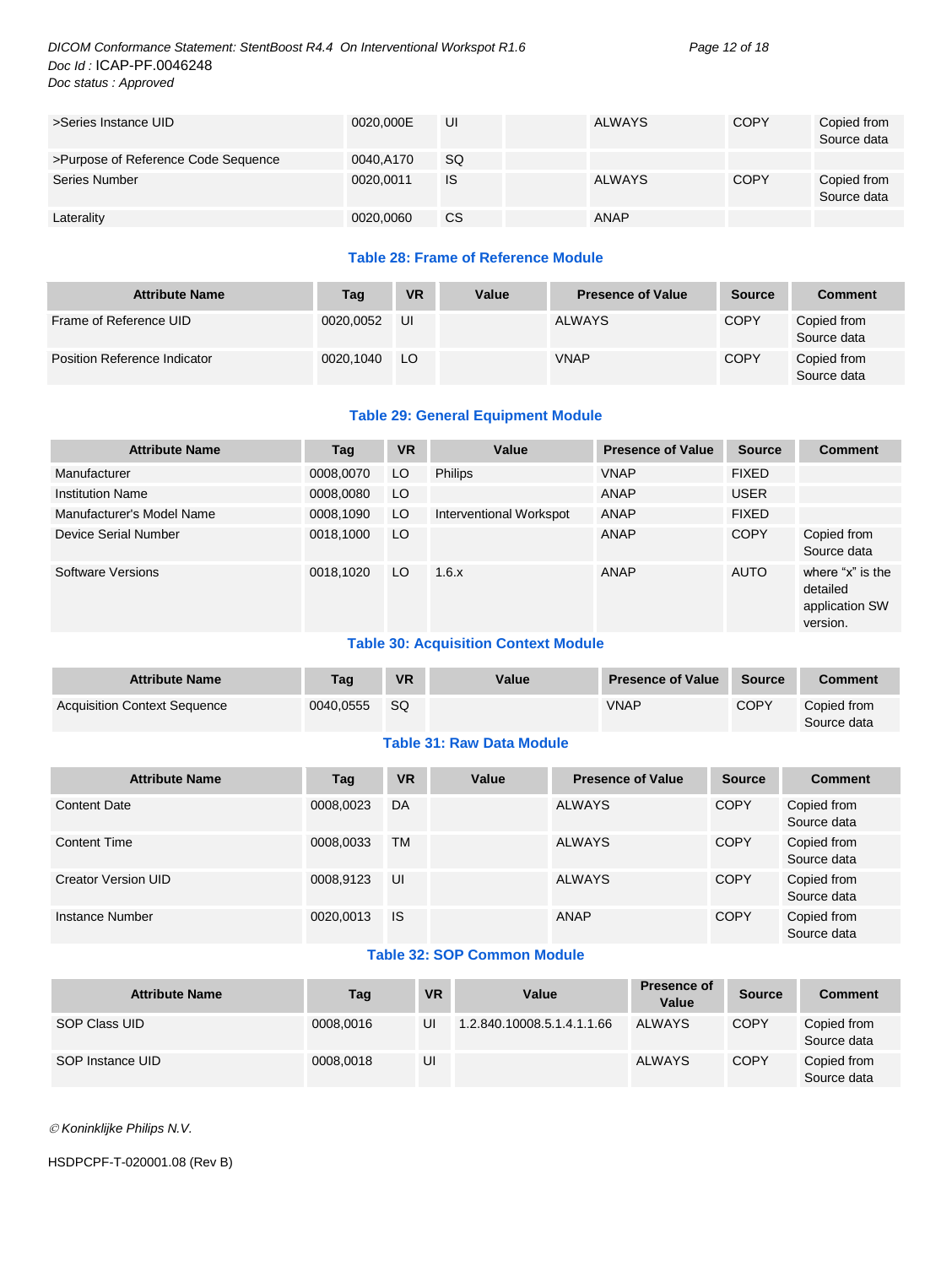| | | | | | | |
|---|---|---|---|---|---|---|
| >Series Instance UID | 0020,000E | UI | | ALWAYS | COPY | Copied from Source data |
| >Purpose of Reference Code Sequence | 0040,A170 | SQ | | | | |
| Series Number | 0020,0011 | IS | | ALWAYS | COPY | Copied from Source data |
| Laterality | 0020,0060 | CS | | ANAP | | |

**Table 28: Frame of Reference Module**

| Attribute Name | Tag | VR | Value | Presence of Value | Source | Comment |
|---|---|---|---|---|---|---|
| Frame of Reference UID | 0020,0052 | UI | | ALWAYS | COPY | Copied from Source data |
| Position Reference Indicator | 0020,1040 | LO | | VNAP | COPY | Copied from Source data |

**Table 29: General Equipment Module**

| Attribute Name | Tag | VR | Value | Presence of Value | Source | Comment |
|---|---|---|---|---|---|---|
| Manufacturer | 0008,0070 | LO | Philips | VNAP | FIXED | |
| Institution Name | 0008,0080 | LO | | ANAP | USER | |
| Manufacturer's Model Name | 0008,1090 | LO | Interventional Workspot | ANAP | FIXED | |
| Device Serial Number | 0018,1000 | LO | | ANAP | COPY | Copied from Source data |
| Software Versions | 0018,1020 | LO | 1.6.x | ANAP | AUTO | where “x” is the detailed application SW version. |

**Table 30: Acquisition Context Module**

| Attribute Name | Tag | VR | Value | Presence of Value | Source | Comment |
|---|---|---|---|---|---|---|
| Acquisition Context Sequence | 0040,0555 | SQ | | VNAP | COPY | Copied from Source data |

**Table 31: Raw Data Module**

| Attribute Name | Tag | VR | Value | Presence of Value | Source | Comment |
|---|---|---|---|---|---|---|
| Content Date | 0008,0023 | DA | | ALWAYS | COPY | Copied from Source data |
| Content Time | 0008,0033 | TM | | ALWAYS | COPY | Copied from Source data |
| Creator Version UID | 0008,9123 | UI | | ALWAYS | COPY | Copied from Source data |
| Instance Number | 0020,0013 | IS | | ANAP | COPY | Copied from Source data |

**Table 32: SOP Common Module**

| Attribute Name | Tag | VR | Value | Presence of Value | Source | Comment |
|---|---|---|---|---|---|---|
| SOP Class UID | 0008,0016 | UI | 1.2.840.10008.5.1.4.1.1.66 | ALWAYS | COPY | Copied from Source data |
| SOP Instance UID | 0008,0018 | UI | | ALWAYS | COPY | Copied from Source data |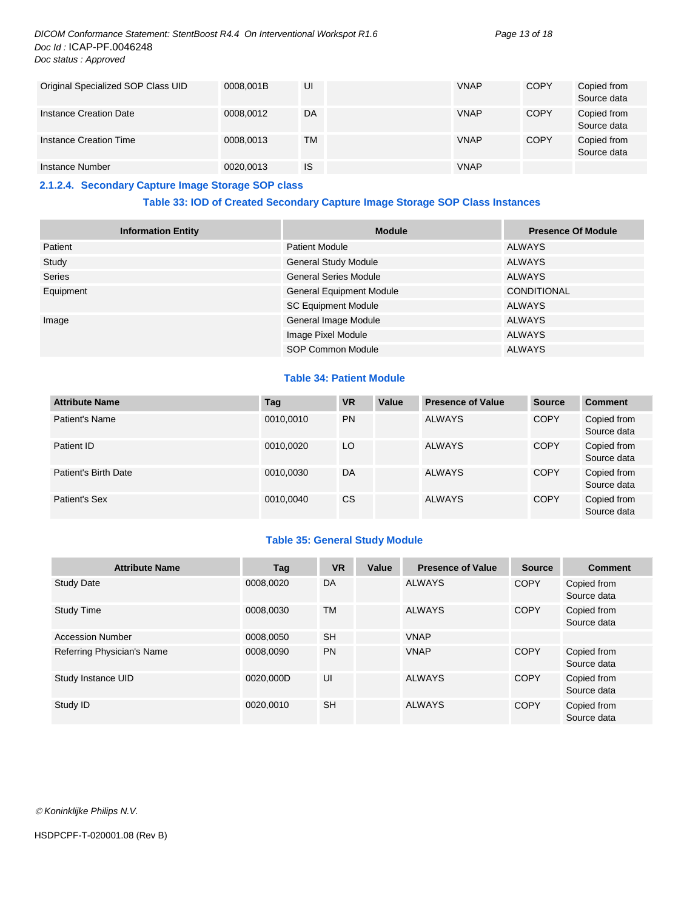| | | | | | | |
|---|---|---|---|---|---|---|
| Original Specialized SOP Class UID | 0008,001B | UI | | VNAP | COPY | Copied from Source data |
| Instance Creation Date | 0008,0012 | DA | | VNAP | COPY | Copied from Source data |
| Instance Creation Time | 0008,0013 | TM | | VNAP | COPY | Copied from Source data |
| Instance Number | 0020,0013 | IS | | VNAP | | |

### 2.1.2.4. Secondary Capture Image Storage SOP class

**Table 33: IOD of Created Secondary Capture Image Storage SOP Class Instances**

| Information Entity | Module | Presence Of Module |
|---|---|---|
| Patient | Patient Module | ALWAYS |
| Study | General Study Module | ALWAYS |
| Series | General Series Module | ALWAYS |
| Equipment | General Equipment Module | CONDITIONAL |
| | SC Equipment Module | ALWAYS |
| Image | General Image Module | ALWAYS |
| | Image Pixel Module | ALWAYS |
| | SOP Common Module | ALWAYS |

**Table 34: Patient Module**

| Attribute Name | Tag | VR | Value | Presence of Value | Source | Comment |
|---|---|---|---|---|---|---|
| Patient's Name | 0010,0010 | PN | | ALWAYS | COPY | Copied from Source data |
| Patient ID | 0010,0020 | LO | | ALWAYS | COPY | Copied from Source data |
| Patient's Birth Date | 0010,0030 | DA | | ALWAYS | COPY | Copied from Source data |
| Patient's Sex | 0010,0040 | CS | | ALWAYS | COPY | Copied from Source data |

**Table 35: General Study Module**

| Attribute Name | Tag | VR | Value | Presence of Value | Source | Comment |
|---|---|---|---|---|---|---|
| Study Date | 0008,0020 | DA | | ALWAYS | COPY | Copied from Source data |
| Study Time | 0008,0030 | TM | | ALWAYS | COPY | Copied from Source data |
| Accession Number | 0008,0050 | SH | | VNAP | | |
| Referring Physician's Name | 0008,0090 | PN | | VNAP | COPY | Copied from Source data |
| Study Instance UID | 0020,000D | UI | | ALWAYS | COPY | Copied from Source data |
| Study ID | 0020,0010 | SH | | ALWAYS | COPY | Copied from Source data |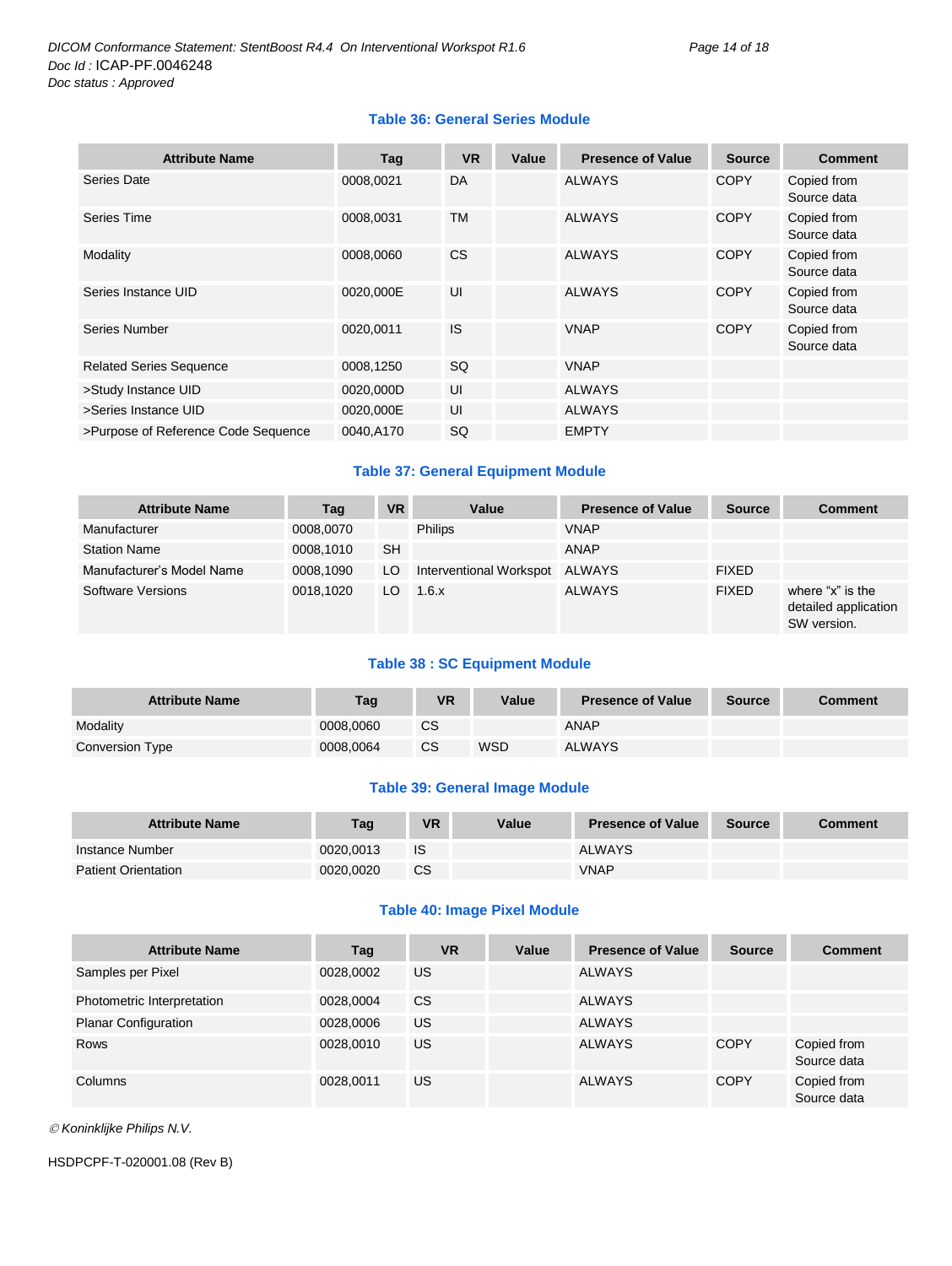**Table 36: General Series Module**

| Attribute Name | Tag | VR | Value | Presence of Value | Source | Comment |
|---|---|---|---|---|---|---|
| Series Date | 0008,0021 | DA | | ALWAYS | COPY | Copied from Source data |
| Series Time | 0008,0031 | TM | | ALWAYS | COPY | Copied from Source data |
| Modality | 0008,0060 | CS | | ALWAYS | COPY | Copied from Source data |
| Series Instance UID | 0020,000E | UI | | ALWAYS | COPY | Copied from Source data |
| Series Number | 0020,0011 | IS | | VNAP | COPY | Copied from Source data |
| Related Series Sequence | 0008,1250 | SQ | | VNAP | | |
| >Study Instance UID | 0020,000D | UI | | ALWAYS | | |
| >Series Instance UID | 0020,000E | UI | | ALWAYS | | |
| >Purpose of Reference Code Sequence | 0040,A170 | SQ | | EMPTY | | |

**Table 37: General Equipment Module**

| Attribute Name | Tag | VR | Value | Presence of Value | Source | Comment |
|---|---|---|---|---|---|---|
| Manufacturer | 0008,0070 | | Philips | VNAP | | |
| Station Name | 0008,1010 | SH | | ANAP | | |
| Manufacturer's Model Name | 0008,1090 | LO | Interventional Workspot | ALWAYS | FIXED | |
| Software Versions | 0018,1020 | LO | 1.6.x | ALWAYS | FIXED | where "x" is the detailed application SW version. |

**Table 38 : SC Equipment Module**

| Attribute Name | Tag | VR | Value | Presence of Value | Source | Comment |
|---|---|---|---|---|---|---|
| Modality | 0008,0060 | CS | | ANAP | | |
| Conversion Type | 0008,0064 | CS | WSD | ALWAYS | | |

**Table 39: General Image Module**

| Attribute Name | Tag | VR | Value | Presence of Value | Source | Comment |
|---|---|---|---|---|---|---|
| Instance Number | 0020,0013 | IS | | ALWAYS | | |
| Patient Orientation | 0020,0020 | CS | | VNAP | | |

**Table 40: Image Pixel Module**

| Attribute Name | Tag | VR | Value | Presence of Value | Source | Comment |
|---|---|---|---|---|---|---|
| Samples per Pixel | 0028,0002 | US | | ALWAYS | | |
| Photometric Interpretation | 0028,0004 | CS | | ALWAYS | | |
| Planar Configuration | 0028,0006 | US | | ALWAYS | | |
| Rows | 0028,0010 | US | | ALWAYS | COPY | Copied from Source data |
| Columns | 0028,0011 | US | | ALWAYS | COPY | Copied from Source data |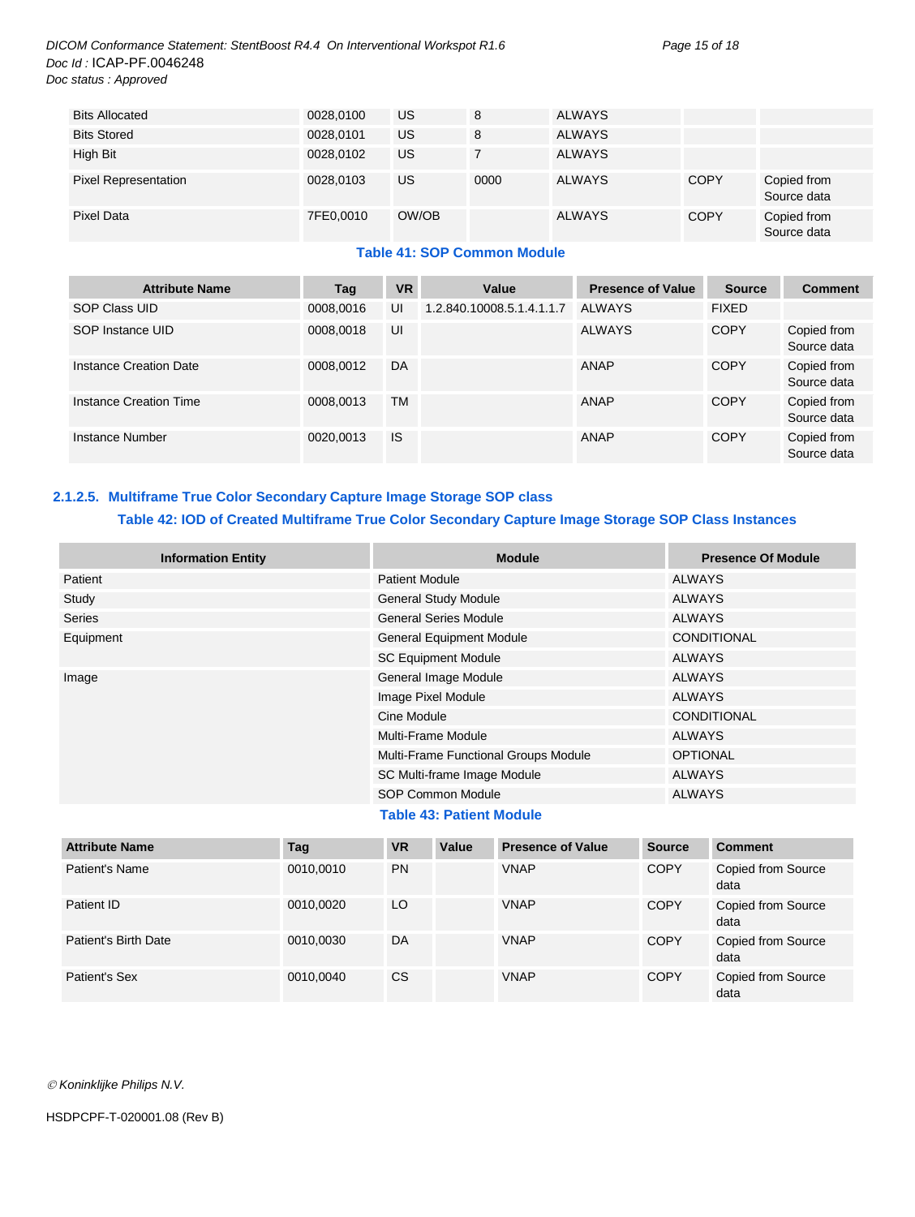| | | | | | | |
|---|---|---|---|---|---|---|
| Bits Allocated | 0028,0100 | US | 8 | ALWAYS | | |
| Bits Stored | 0028,0101 | US | 8 | ALWAYS | | |
| High Bit | 0028,0102 | US | 7 | ALWAYS | | |
| Pixel Representation | 0028,0103 | US | 0000 | ALWAYS | COPY | Copied from Source data |
| Pixel Data | 7FE0,0010 | OW/OB | | ALWAYS | COPY | Copied from Source data |

**Table 41: SOP Common Module**

| Attribute Name | Tag | VR | Value | Presence of Value | Source | Comment |
|---|---|---|---|---|---|---|
| SOP Class UID | 0008,0016 | UI | 1.2.840.10008.5.1.4.1.1.7 | ALWAYS | FIXED | |
| SOP Instance UID | 0008,0018 | UI | | ALWAYS | COPY | Copied from Source data |
| Instance Creation Date | 0008,0012 | DA | | ANAP | COPY | Copied from Source data |
| Instance Creation Time | 0008,0013 | TM | | ANAP | COPY | Copied from Source data |
| Instance Number | 0020,0013 | IS | | ANAP | COPY | Copied from Source data |

### 2.1.2.5. Multiframe True Color Secondary Capture Image Storage SOP class

**Table 42: IOD of Created Multiframe True Color Secondary Capture Image Storage SOP Class Instances**

| Information Entity | Module | Presence Of Module |
|---|---|---|
| Patient | Patient Module | ALWAYS |
| Study | General Study Module | ALWAYS |
| Series | General Series Module | ALWAYS |
| Equipment | General Equipment Module | CONDITIONAL |
| | SC Equipment Module | ALWAYS |
| Image | General Image Module | ALWAYS |
| | Image Pixel Module | ALWAYS |
| | Cine Module | CONDITIONAL |
| | Multi-Frame Module | ALWAYS |
| | Multi-Frame Functional Groups Module | OPTIONAL |
| | SC Multi-frame Image Module | ALWAYS |
| | SOP Common Module | ALWAYS |

**Table 43: Patient Module**

| Attribute Name | Tag | VR | Value | Presence of Value | Source | Comment |
|---|---|---|---|---|---|---|
| Patient's Name | 0010,0010 | PN | | VNAP | COPY | Copied from Source data |
| Patient ID | 0010,0020 | LO | | VNAP | COPY | Copied from Source data |
| Patient's Birth Date | 0010,0030 | DA | | VNAP | COPY | Copied from Source data |
| Patient's Sex | 0010,0040 | CS | | VNAP | COPY | Copied from Source data |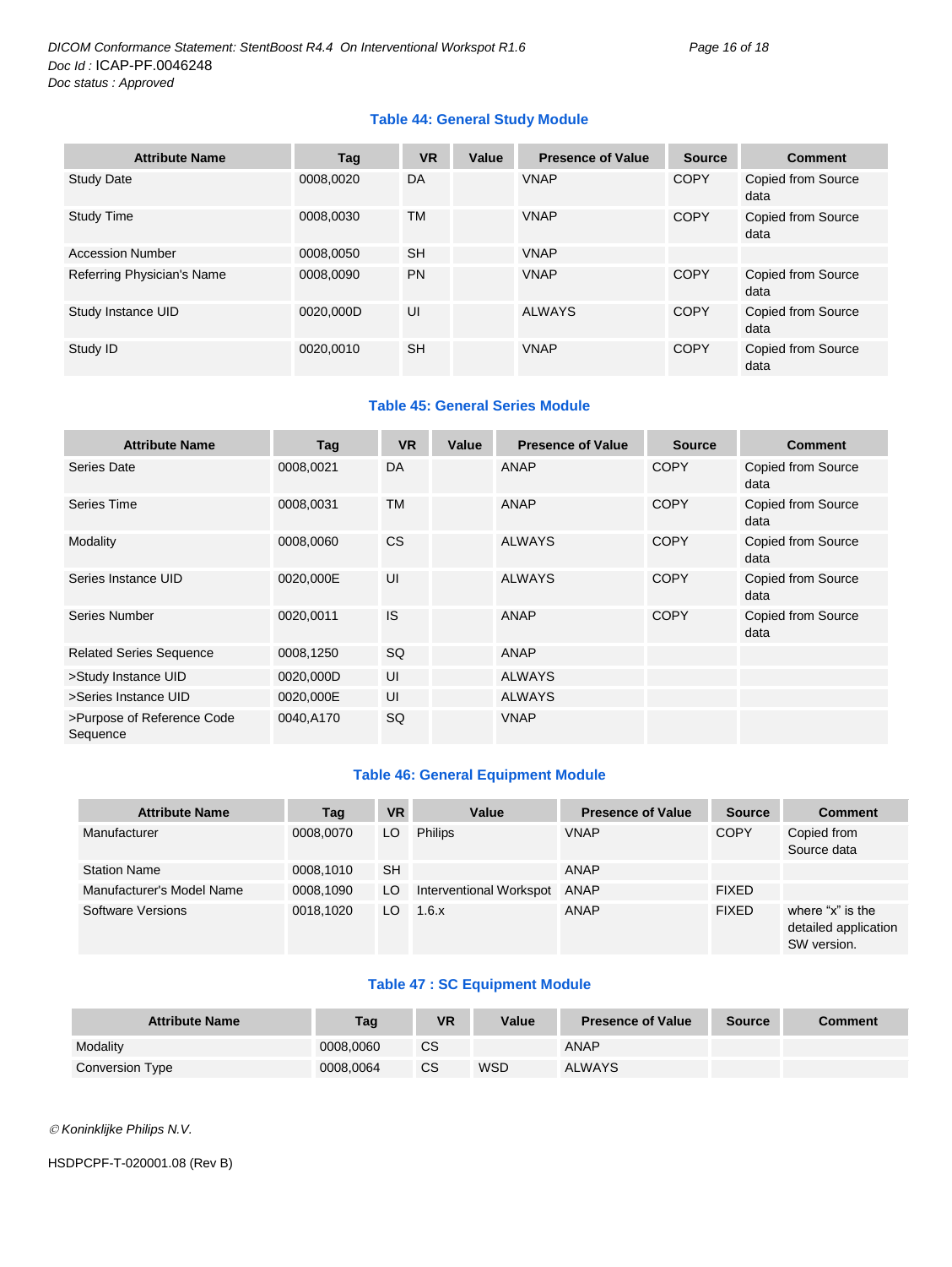**Table 44: General Study Module**

| Attribute Name | Tag | VR | Value | Presence of Value | Source | Comment |
|---|---|---|---|---|---|---|
| Study Date | 0008,0020 | DA | | VNAP | COPY | Copied from Source data |
| Study Time | 0008,0030 | TM | | VNAP | COPY | Copied from Source data |
| Accession Number | 0008,0050 | SH | | VNAP | | |
| Referring Physician's Name | 0008,0090 | PN | | VNAP | COPY | Copied from Source data |
| Study Instance UID | 0020,000D | UI | | ALWAYS | COPY | Copied from Source data |
| Study ID | 0020,0010 | SH | | VNAP | COPY | Copied from Source data |

**Table 45: General Series Module**

| Attribute Name | Tag | VR | Value | Presence of Value | Source | Comment |
|---|---|---|---|---|---|---|
| Series Date | 0008,0021 | DA | | ANAP | COPY | Copied from Source data |
| Series Time | 0008,0031 | TM | | ANAP | COPY | Copied from Source data |
| Modality | 0008,0060 | CS | | ALWAYS | COPY | Copied from Source data |
| Series Instance UID | 0020,000E | UI | | ALWAYS | COPY | Copied from Source data |
| Series Number | 0020,0011 | IS | | ANAP | COPY | Copied from Source data |
| Related Series Sequence | 0008,1250 | SQ | | ANAP | | |
| >Study Instance UID | 0020,000D | UI | | ALWAYS | | |
| >Series Instance UID | 0020,000E | UI | | ALWAYS | | |
| >Purpose of Reference Code Sequence | 0040,A170 | SQ | | VNAP | | |

**Table 46: General Equipment Module**

| Attribute Name | Tag | VR | Value | Presence of Value | Source | Comment |
|---|---|---|---|---|---|---|
| Manufacturer | 0008,0070 | LO | Philips | VNAP | COPY | Copied from Source data |
| Station Name | 0008,1010 | SH | | ANAP | | |
| Manufacturer's Model Name | 0008,1090 | LO | Interventional Workspot | ANAP | FIXED | |
| Software Versions | 0018,1020 | LO | 1.6.x | ANAP | FIXED | where “x” is the detailed application SW version. |

**Table 47 : SC Equipment Module**

| Attribute Name | Tag | VR | Value | Presence of Value | Source | Comment |
|---|---|---|---|---|---|---|
| Modality | 0008,0060 | CS | | ANAP | | |
| Conversion Type | 0008,0064 | CS | WSD | ALWAYS | | |

© Koninklijke Philips N.V.

HSDPCPF-T-020001.08 (Rev B)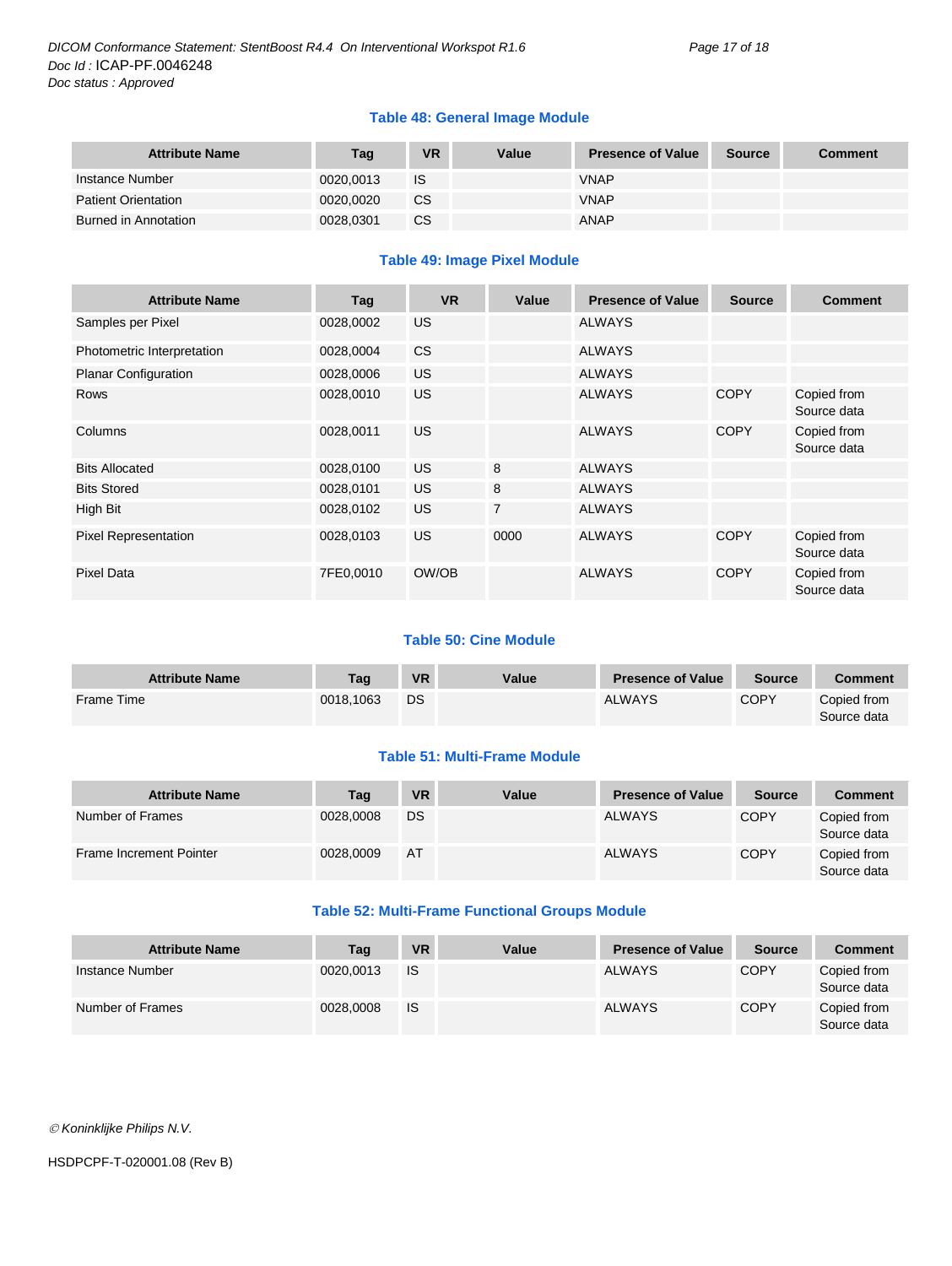**Table 48: General Image Module**

| Attribute Name | Tag | VR | Value | Presence of Value | Source | Comment |
|---|---|---|---|---|---|---|
| Instance Number | 0020,0013 | IS | | VNAP | | |
| Patient Orientation | 0020,0020 | CS | | VNAP | | |
| Burned in Annotation | 0028,0301 | CS | | ANAP | | |

**Table 49: Image Pixel Module**

| Attribute Name | Tag | VR | Value | Presence of Value | Source | Comment |
|---|---|---|---|---|---|---|
| Samples per Pixel | 0028,0002 | US | | ALWAYS | | |
| Photometric Interpretation | 0028,0004 | CS | | ALWAYS | | |
| Planar Configuration | 0028,0006 | US | | ALWAYS | | |
| Rows | 0028,0010 | US | | ALWAYS | COPY | Copied from Source data |
| Columns | 0028,0011 | US | | ALWAYS | COPY | Copied from Source data |
| Bits Allocated | 0028,0100 | US | 8 | ALWAYS | | |
| Bits Stored | 0028,0101 | US | 8 | ALWAYS | | |
| High Bit | 0028,0102 | US | 7 | ALWAYS | | |
| Pixel Representation | 0028,0103 | US | 0000 | ALWAYS | COPY | Copied from Source data |
| Pixel Data | 7FE0,0010 | OW/OB | | ALWAYS | COPY | Copied from Source data |

**Table 50: Cine Module**

| Attribute Name | Tag | VR | Value | Presence of Value | Source | Comment |
|---|---|---|---|---|---|---|
| Frame Time | 0018,1063 | DS | | ALWAYS | COPY | Copied from Source data |

**Table 51: Multi-Frame Module**

| Attribute Name | Tag | VR | Value | Presence of Value | Source | Comment |
|---|---|---|---|---|---|---|
| Number of Frames | 0028,0008 | DS | | ALWAYS | COPY | Copied from Source data |
| Frame Increment Pointer | 0028,0009 | AT | | ALWAYS | COPY | Copied from Source data |

**Table 52: Multi-Frame Functional Groups Module**

| Attribute Name | Tag | VR | Value | Presence of Value | Source | Comment |
|---|---|---|---|---|---|---|
| Instance Number | 0020,0013 | IS | | ALWAYS | COPY | Copied from Source data |
| Number of Frames | 0028,0008 | IS | | ALWAYS | COPY | Copied from Source data |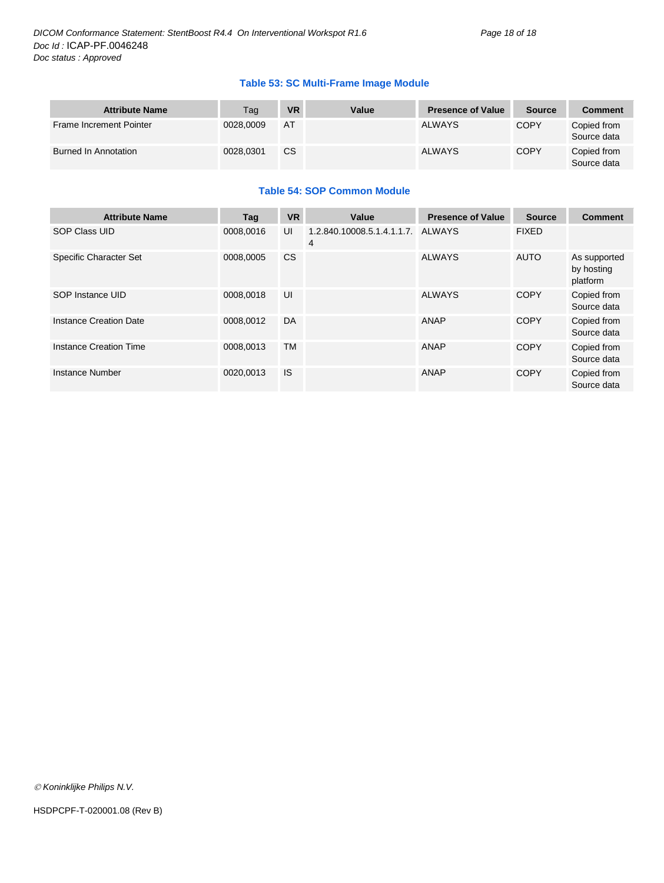**Table 53: SC Multi-Frame Image Module**

| Attribute Name | Tag | VR | Value | Presence of Value | Source | Comment |
|---|---|---|---|---|---|---|
| Frame Increment Pointer | 0028,0009 | AT | | ALWAYS | COPY | Copied from Source data |
| Burned In Annotation | 0028,0301 | CS | | ALWAYS | COPY | Copied from Source data |

**Table 54: SOP Common Module**

| Attribute Name | Tag | VR | Value | Presence of Value | Source | Comment |
|---|---|---|---|---|---|---|
| SOP Class UID | 0008,0016 | UI | 1.2.840.10008.5.1.4.1.1.7.4 | ALWAYS | FIXED | |
| Specific Character Set | 0008,0005 | CS | | ALWAYS | AUTO | As supported by hosting platform |
| SOP Instance UID | 0008,0018 | UI | | ALWAYS | COPY | Copied from Source data |
| Instance Creation Date | 0008,0012 | DA | | ANAP | COPY | Copied from Source data |
| Instance Creation Time | 0008,0013 | TM | | ANAP | COPY | Copied from Source data |
| Instance Number | 0020,0013 | IS | | ANAP | COPY | Copied from Source data |